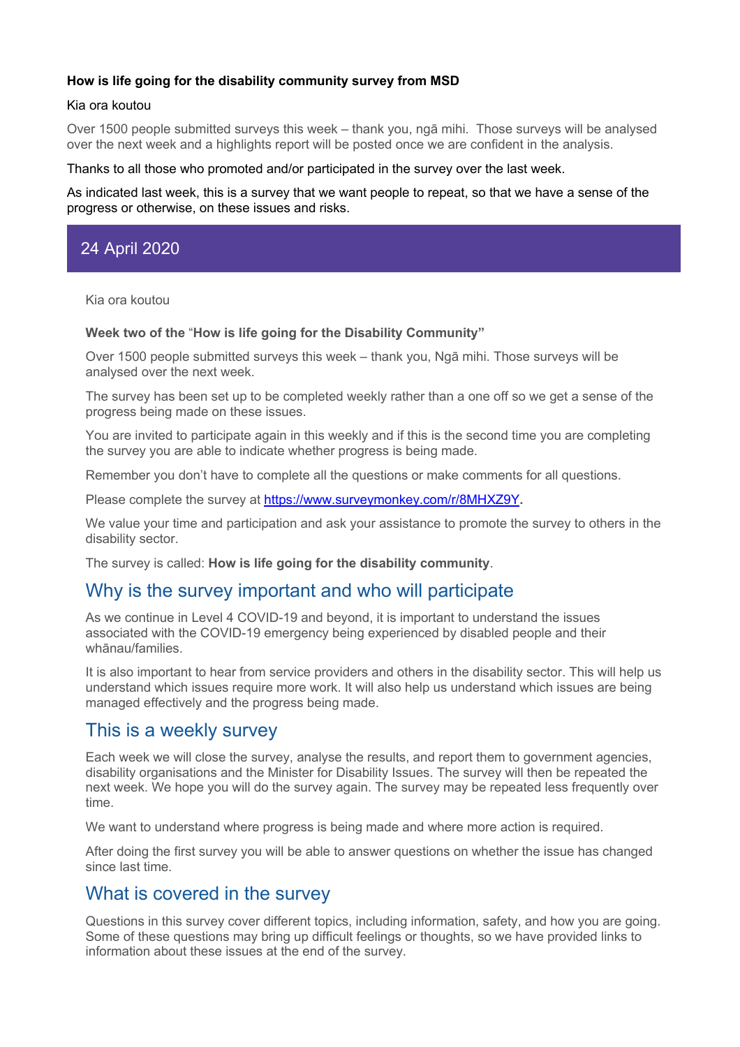**How is life going for the disability community survey from MSD**

Kia ora koutou

Over 1500 people submitted surveys this week – thank you, ngā mihi. Those surveys will be analysed over the next week and a highlights report will be posted once we are confident in the analysis.

Thanks to all those who promoted and/or participated in the survey over the last week.

As indicated last week, this is a survey that we want people to repeat, so that we have a sense of the progress or otherwise, on these issues and risks.

## 24 April 2020

Kia ora koutou

**Week two of the** "**How is life going for the Disability Community"**

Over 1500 people submitted surveys this week – thank you, Ngā mihi. Those surveys will be analysed over the next week.

The survey has been set up to be completed weekly rather than a one off so we get a sense of the progress being made on these issues.

You are invited to participate again in this weekly and if this is the second time you are completing the survey you are able to indicate whether progress is being made.

Remember you don't have to complete all the questions or make comments for all questions.

Please complete the survey at https://www.surveymonkey.com/r/8MHXZ9Y**.**

We value your time and participation and ask your assistance to promote the survey to others in the disability sector.

The survey is called: **How is life going for the disability community**.

### Why is the survey important and who will participate

As we continue in Level 4 COVID-19 and beyond, it is important to understand the issues associated with the COVID-19 emergency being experienced by disabled people and their whānau/families.

It is also important to hear from service providers and others in the disability sector. This will help us understand which issues require more work. It will also help us understand which issues are being managed effectively and the progress being made.

### This is a weekly survey

Each week we will close the survey, analyse the results, and report them to government agencies, disability organisations and the Minister for Disability Issues. The survey will then be repeated the next week. We hope you will do the survey again. The survey may be repeated less frequently over time.

We want to understand where progress is being made and where more action is required.

After doing the first survey you will be able to answer questions on whether the issue has changed since last time.

### What is covered in the survey

Questions in this survey cover different topics, including information, safety, and how you are going. Some of these questions may bring up difficult feelings or thoughts, so we have provided links to information about these issues at the end of the survey.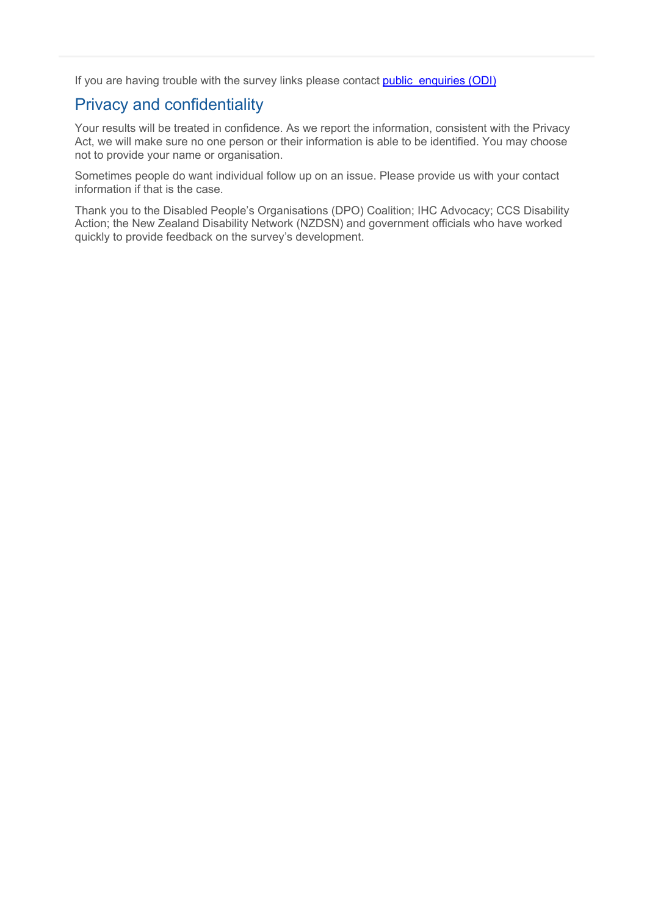If you are having trouble with the survey links please contact [public_enquiries (ODI)]

## Privacy and confidentiality

Your results will be treated in confidence. As we report the information, consistent with the Privacy Act, we will make sure no one person or their information is able to be identified. You may choose not to provide your name or organisation.

Sometimes people do want individual follow up on an issue. Please provide us with your contact information if that is the case.

Thank you to the Disabled People's Organisations (DPO) Coalition; IHC Advocacy; CCS Disability Action; the New Zealand Disability Network (NZDSN) and government officials who have worked quickly to provide feedback on the survey's development.